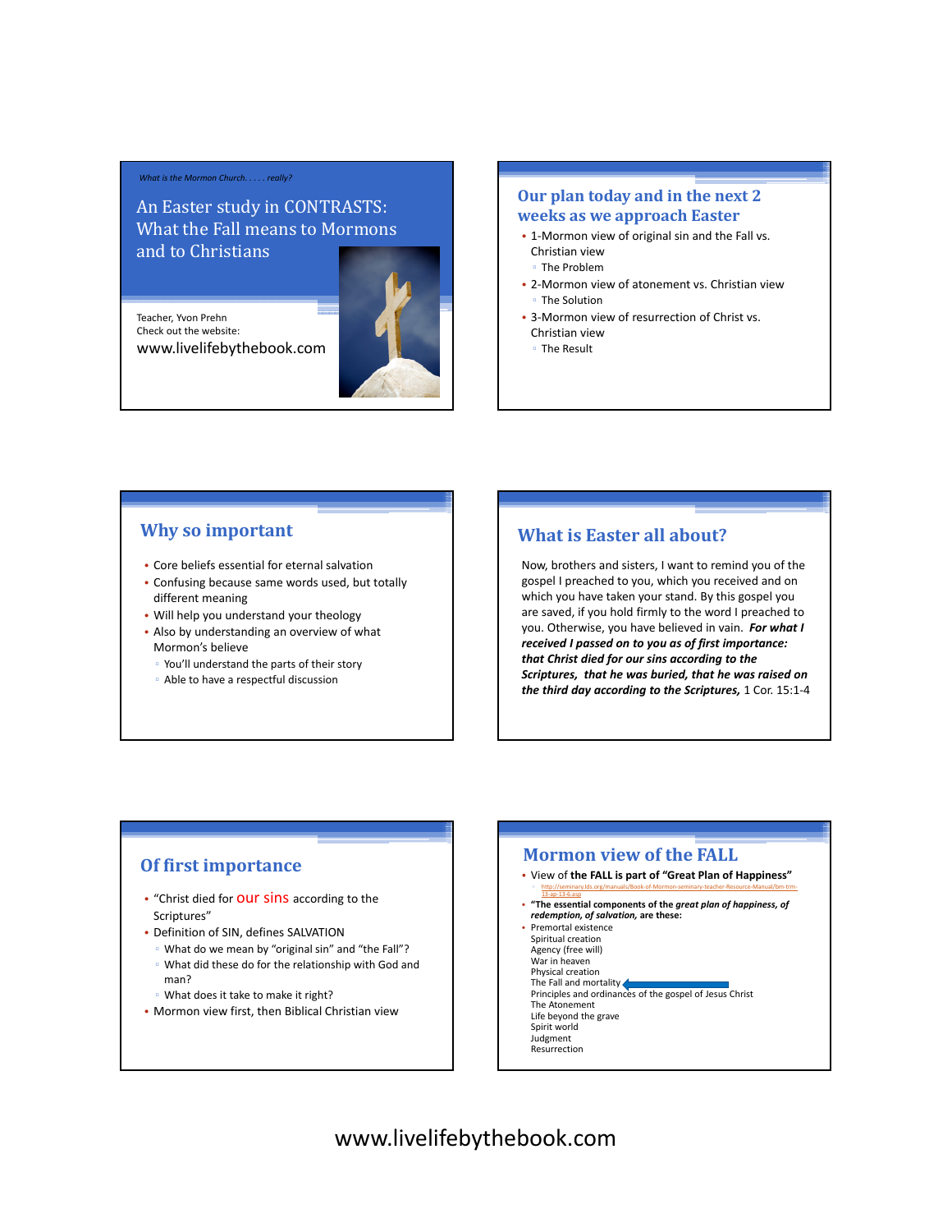*What is the Mormon Church. . . . . really?*

# An Easter study in CONTRASTS: What the Fall means to Mormons and to Christians

Teacher, Yvon Prehn
Check out the website:
www.livelifebythebook.com

## Our plan today and in the next 2 weeks as we approach Easter

- 1-Mormon view of original sin and the Fall vs. Christian view
  - The Problem
- 2-Mormon view of atonement vs. Christian view
  - The Solution
- 3-Mormon view of resurrection of Christ vs. Christian view
  - The Result

## Why so important

- Core beliefs essential for eternal salvation
- Confusing because same words used, but totally different meaning
- Will help you understand your theology
- Also by understanding an overview of what Mormon's believe
  - You'll understand the parts of their story
  - Able to have a respectful discussion

## What is Easter all about?

Now, brothers and sisters, I want to remind you of the gospel I preached to you, which you received and on which you have taken your stand. By this gospel you are saved, if you hold firmly to the word I preached to you. Otherwise, you have believed in vain. ***For what I received I passed on to you as of first importance: that Christ died for our sins according to the Scriptures, that he was buried, that he was raised on the third day according to the Scriptures,*** 1 Cor. 15:1-4

## Of first importance

- "Christ died for our sins according to the Scriptures"
- Definition of SIN, defines SALVATION
  - What do we mean by "original sin" and "the Fall"?
  - What did these do for the relationship with God and man?
  - What does it take to make it right?
- Mormon view first, then Biblical Christian view

## Mormon view of the FALL

- View of **the FALL is part of "Great Plan of Happiness"**
  - http://seminary.lds.org/manuals/Book-of-Mormon-seminary-teacher-Resource-Manual/bm-trm-33-ap-13-6.asp
- **"The essential components of the *great plan of happiness, of redemption, of salvation,* are these:**
- Premortal existence
  Spiritual creation
  Agency (free will)
  War in heaven
  Physical creation
  The Fall and mortality
  Principles and ordinances of the gospel of Jesus Christ
  The Atonement
  Life beyond the grave
  Spirit world
  Judgment
  Resurrection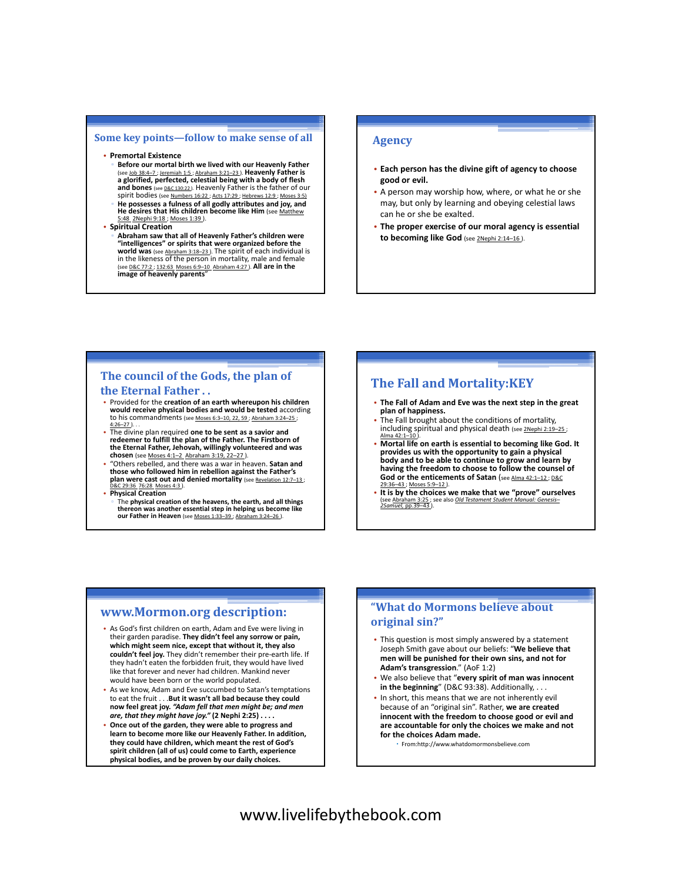## Some key points—follow to make sense of all

- **Premortal Existence**
  - **Before our mortal birth we lived with our Heavenly Father** (see Job 38:4–7 ; Jeremiah 1:5 ; Abraham 3:21–23 ). **Heavenly Father is a glorified, perfected, celestial being with a body of flesh and bones** (see D&C 130:22 ). Heavenly Father is the father of our spirit bodies (see Numbers 16:22 ; Acts 17:29 ; Hebrews 12:9 ; Moses 3:5)
  - **He possesses a fulness of all godly attributes and joy, and He desires that His children become like Him** (see Matthew 5:48 2Nephi 9:18 ; Moses 1:39 ).
- **Spiritual Creation**
  - **Abraham saw that all of Heavenly Father's children were "intelligences" or spirits that were organized before the world was** (see Abraham 3:18–23 ). The spirit of each individual is in the likeness of the person in mortality, male and female (see D&C 77:2 ; 132:63 Moses 6:9–10 Abraham 4:27 ). **All are in the image of heavenly parents"**

## Agency

- **Each person has the divine gift of agency to choose good or evil.**
- A person may worship how, where, or what he or she may, but only by learning and obeying celestial laws can he or she be exalted.
- **The proper exercise of our moral agency is essential to becoming like God** (see 2Nephi 2:14–16 ).

## The council of the Gods, the plan of the Eternal Father . .

- Provided for the **creation of an earth whereupon his children would receive physical bodies and would be tested** according to his commandments (see Moses 6:3–10, 22, 59 ; Abraham 3:24–25 ; 4:26–27 ). . .
- The divine plan required **one to be sent as a savior and redeemer to fulfill the plan of the Father. The Firstborn of the Eternal Father, Jehovah, willingly volunteered and was chosen** (see Moses 4:1–2 Abraham 3:19, 22–27 ).
- "Others rebelled, and there was a war in heaven. **Satan and those who followed him in rebellion against the Father's plan were cast out and denied mortality** (see Revelation 12:7–13 ; D&C 29:36 76:28 Moses 4:3 ).
- **Physical Creation**
  - The **physical creation of the heavens, the earth, and all things thereon was another essential step in helping us become like our Father in Heaven** (see Moses 1:33–39 ; Abraham 3:24–26 ).

## The Fall and Mortality:KEY

- **The Fall of Adam and Eve was the next step in the great plan of happiness.**
- The Fall brought about the conditions of mortality, including spiritual and physical death (see 2Nephi 2:19–25 ; Alma 42:1–10 ).
- **Mortal life on earth is essential to becoming like God. It provides us with the opportunity to gain a physical body and to be able to continue to grow and learn by having the freedom to choose to follow the counsel of God or the enticements of Satan** (see Alma 42:1–12 ; D&C 29:36–43 ; Moses 5:9–12 ).
- **It is by the choices we make that we "prove" ourselves** (see Abraham 3:25 ; see also *Old Testament Student Manual: Genesis–2Samuel*, pp.39–43 ).

## www.Mormon.org description:

- As God's first children on earth, Adam and Eve were living in their garden paradise. **They didn't feel any sorrow or pain, which might seem nice, except that without it, they also couldn't feel joy.** They didn't remember their pre-earth life. If they hadn't eaten the forbidden fruit, they would have lived like that forever and never had children. Mankind never would have been born or the world populated.
- As we know, Adam and Eve succumbed to Satan's temptations to eat the fruit . . .**But it wasn't all bad because they could now feel great joy. *"Adam fell that men might be; and men are, that they might have joy."* (2 Nephi 2:25) . . . .**
- **Once out of the garden, they were able to progress and learn to become more like our Heavenly Father. In addition, they could have children, which meant the rest of God's spirit children (all of us) could come to Earth, experience physical bodies, and be proven by our daily choices.**

## "What do Mormons believe about original sin?"

- This question is most simply answered by a statement Joseph Smith gave about our beliefs: "**We believe that men will be punished for their own sins, and not for Adam's transgression**." (AoF 1:2)
- We also believe that "**every spirit of man was innocent in the beginning**" (D&C 93:38). Additionally, . . .
- In short, this means that we are not inherently evil because of an "original sin". Rather, **we are created innocent with the freedom to choose good or evil and are accountable for only the choices we make and not for the choices Adam made.**
  - From:http://www.whatdomormonsbelieve.com

www.livelifebythebook.com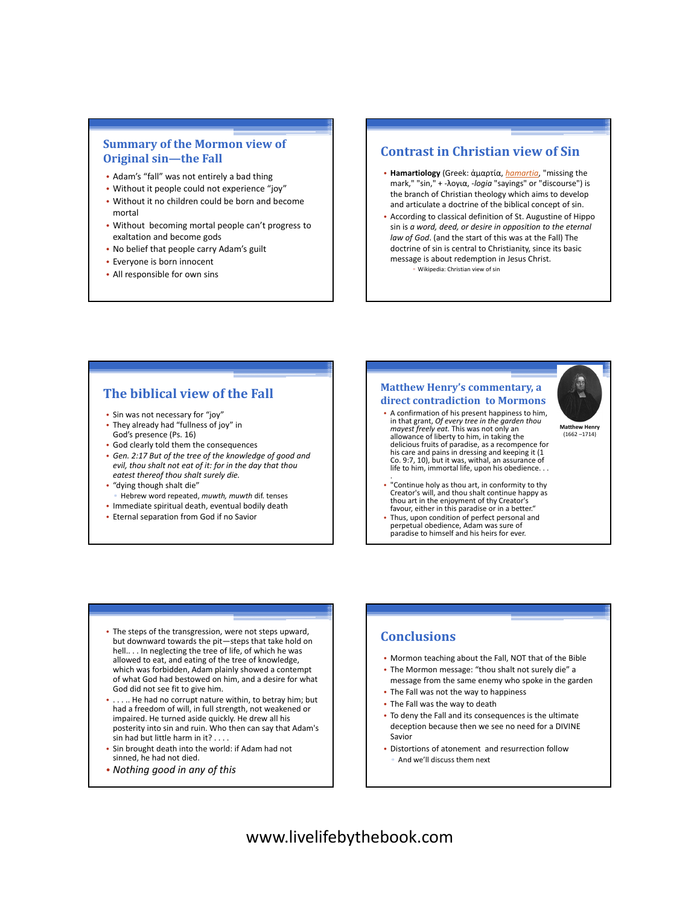## Summary of the Mormon view of Original sin—the Fall

- Adam's "fall" was not entirely a bad thing
- Without it people could not experience "joy"
- Without it no children could be born and become mortal
- Without becoming mortal people can't progress to exaltation and become gods
- No belief that people carry Adam's guilt
- Everyone is born innocent
- All responsible for own sins

## Contrast in Christian view of Sin

- **Hamartiology** (Greek: ἁμαρτία, *hamartia*, "missing the mark," "sin," + -λογια, *-logia* "sayings" or "discourse") is the branch of Christian theology which aims to develop and articulate a doctrine of the biblical concept of sin.
- According to classical definition of St. Augustine of Hippo sin is *a word, deed, or desire in opposition to the eternal law of God*. (and the start of this was at the Fall) The doctrine of sin is central to Christianity, since its basic message is about redemption in Jesus Christ.
  - Wikipedia: Christian view of sin

## The biblical view of the Fall

- Sin was not necessary for "joy"
- They already had "fullness of joy" in God's presence (Ps. 16)
- God clearly told them the consequences
- *Gen. 2:17 But of the tree of the knowledge of good and evil, thou shalt not eat of it: for in the day that thou eatest thereof thou shalt surely die.*
- "dying though shalt die"
  - Hebrew word repeated, *muwth, muwth* dif. tenses
- Immediate spiritual death, eventual bodily death
- Eternal separation from God if no Savior

## Matthew Henry's commentary, a direct contradiction to Mormons

Matthew Henry (1662 –1714)

- A confirmation of his present happiness to him, in that grant, *Of every tree in the garden thou mayest freely eat.* This was not only an allowance of liberty to him, in taking the delicious fruits of paradise, as a recompence for his care and pains in dressing and keeping it (1 Co. 9:7, 10), but it was, withal, an assurance of life to him, immortal life, upon his obedience. . . .
- "Continue holy as thou art, in conformity to thy Creator's will, and thou shalt continue happy as thou art in the enjoyment of thy Creator's favour, either in this paradise or in a better."
- Thus, upon condition of perfect personal and perpetual obedience, Adam was sure of paradise to himself and his heirs for ever.

---

- The steps of the transgression, were not steps upward, but downward towards the pit—steps that take hold on hell.. . . In neglecting the tree of life, of which he was allowed to eat, and eating of the tree of knowledge, which was forbidden, Adam plainly showed a contempt of what God had bestowed on him, and a desire for what God did not see fit to give him.
- . . . .. He had no corrupt nature within, to betray him; but had a freedom of will, in full strength, not weakened or impaired. He turned aside quickly. He drew all his posterity into sin and ruin. Who then can say that Adam's sin had but little harm in it? . . . .
- Sin brought death into the world: if Adam had not sinned, he had not died.
- *Nothing good in any of this*

## Conclusions

- Mormon teaching about the Fall, NOT that of the Bible
- The Mormon message: "thou shalt not surely die" a message from the same enemy who spoke in the garden
- The Fall was not the way to happiness
- The Fall was the way to death
- To deny the Fall and its consequences is the ultimate deception because then we see no need for a DIVINE Savior
- Distortions of atonement and resurrection follow
  - And we'll discuss them next

www.livelifebythebook.com